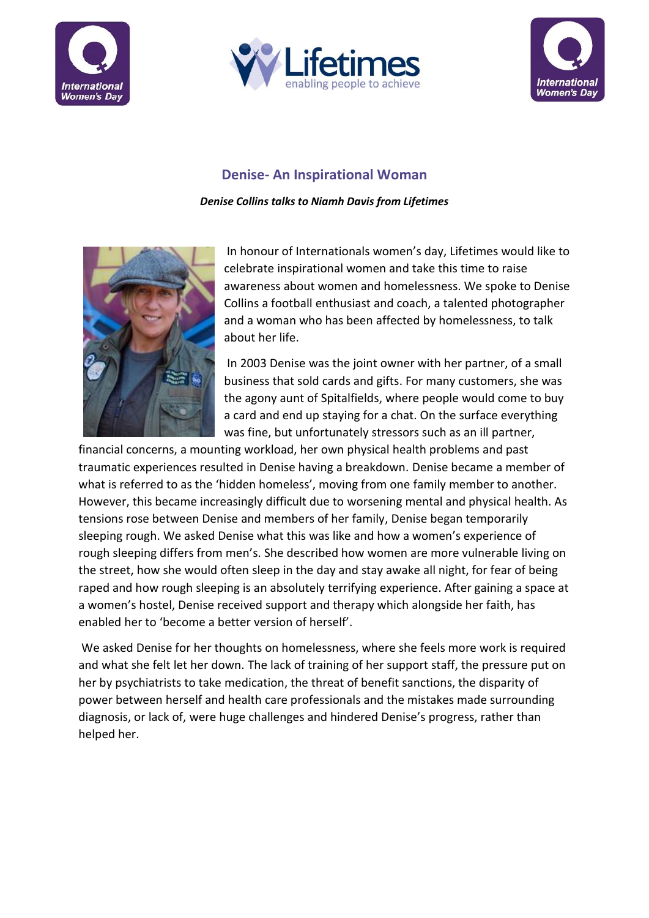## Denise- An Inspirational Woman

***Denise Collins talks to Niamh Davis from Lifetimes***

In honour of Internationals women's day, Lifetimes would like to celebrate inspirational women and take this time to raise awareness about women and homelessness. We spoke to Denise Collins a football enthusiast and coach, a talented photographer and a woman who has been affected by homelessness, to talk about her life.

In 2003 Denise was the joint owner with her partner, of a small business that sold cards and gifts. For many customers, she was the agony aunt of Spitalfields, where people would come to buy a card and end up staying for a chat. On the surface everything was fine, but unfortunately stressors such as an ill partner, financial concerns, a mounting workload, her own physical health problems and past traumatic experiences resulted in Denise having a breakdown. Denise became a member of what is referred to as the 'hidden homeless', moving from one family member to another. However, this became increasingly difficult due to worsening mental and physical health. As tensions rose between Denise and members of her family, Denise began temporarily sleeping rough. We asked Denise what this was like and how a women's experience of rough sleeping differs from men's. She described how women are more vulnerable living on the street, how she would often sleep in the day and stay awake all night, for fear of being raped and how rough sleeping is an absolutely terrifying experience. After gaining a space at a women's hostel, Denise received support and therapy which alongside her faith, has enabled her to 'become a better version of herself'.

We asked Denise for her thoughts on homelessness, where she feels more work is required and what she felt let her down. The lack of training of her support staff, the pressure put on her by psychiatrists to take medication, the threat of benefit sanctions, the disparity of power between herself and health care professionals and the mistakes made surrounding diagnosis, or lack of, were huge challenges and hindered Denise's progress, rather than helped her.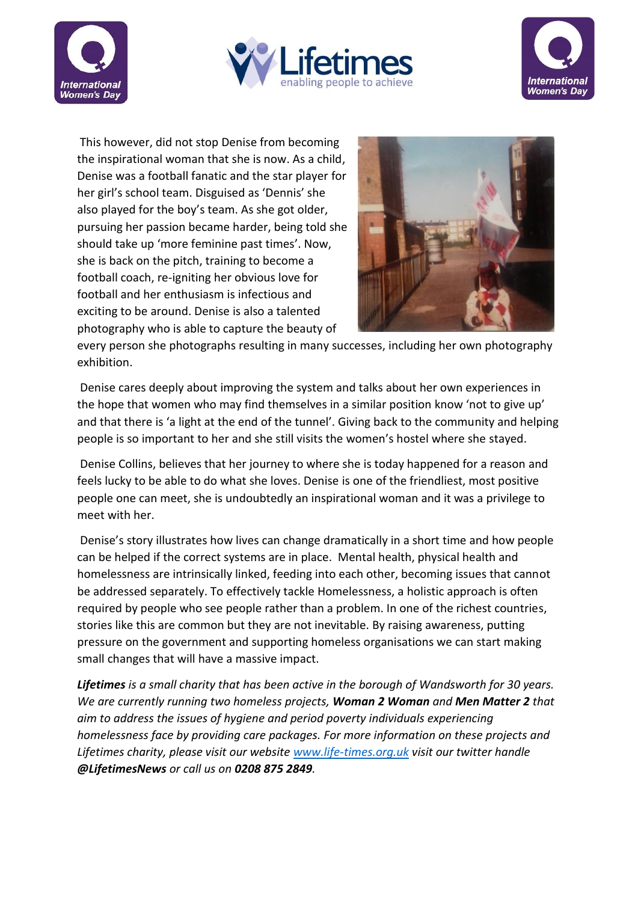This however, did not stop Denise from becoming the inspirational woman that she is now. As a child, Denise was a football fanatic and the star player for her girl's school team. Disguised as 'Dennis' she also played for the boy's team. As she got older, pursuing her passion became harder, being told she should take up 'more feminine past times'. Now, she is back on the pitch, training to become a football coach, re-igniting her obvious love for football and her enthusiasm is infectious and exciting to be around. Denise is also a talented photography who is able to capture the beauty of every person she photographs resulting in many successes, including her own photography exhibition.

Denise cares deeply about improving the system and talks about her own experiences in the hope that women who may find themselves in a similar position know 'not to give up' and that there is 'a light at the end of the tunnel'. Giving back to the community and helping people is so important to her and she still visits the women's hostel where she stayed.

Denise Collins, believes that her journey to where she is today happened for a reason and feels lucky to be able to do what she loves. Denise is one of the friendliest, most positive people one can meet, she is undoubtedly an inspirational woman and it was a privilege to meet with her.

Denise's story illustrates how lives can change dramatically in a short time and how people can be helped if the correct systems are in place. Mental health, physical health and homelessness are intrinsically linked, feeding into each other, becoming issues that cannot be addressed separately. To effectively tackle Homelessness, a holistic approach is often required by people who see people rather than a problem. In one of the richest countries, stories like this are common but they are not inevitable. By raising awareness, putting pressure on the government and supporting homeless organisations we can start making small changes that will have a massive impact.

***Lifetimes** is a small charity that has been active in the borough of Wandsworth for 30 years. We are currently running two homeless projects, **Woman 2 Woman** and **Men Matter 2** that aim to address the issues of hygiene and period poverty individuals experiencing homelessness face by providing care packages. For more information on these projects and Lifetimes charity, please visit our website [www.life-times.org.uk](http://www.life-times.org.uk) visit our twitter handle **@LifetimesNews** or call us on **0208 875 2849**.*